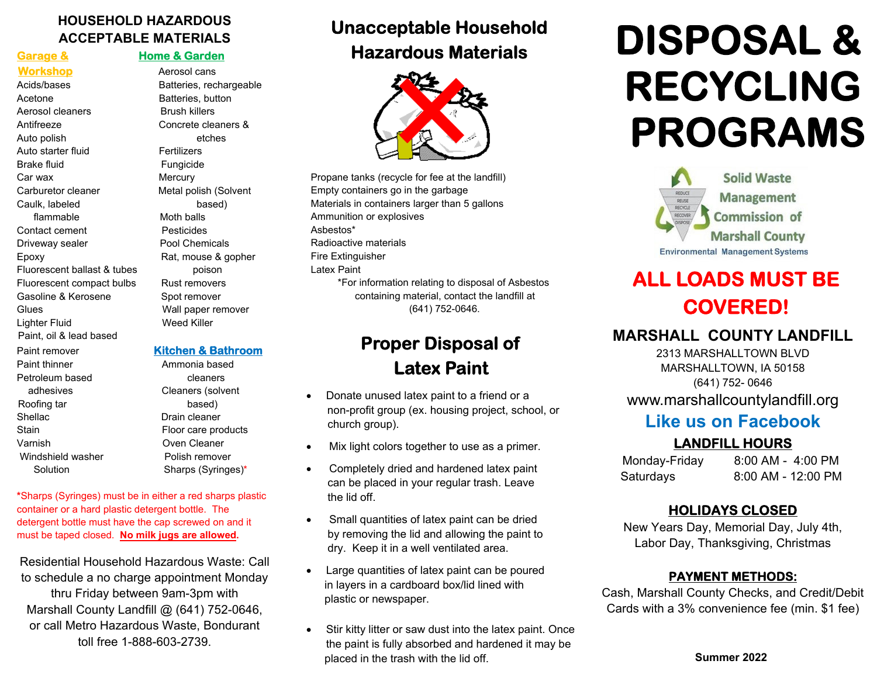## HOUSEHOLD HAZARDOUS ACCEPTABLE MATERIALS

### Garage & Workshop

- Acids/bases
- Acetone
- Aerosol cleaners
- Antifreeze
- Auto polish
- Auto starter fluid
- Brake fluid
- Car wax
- Carburetor cleaner
- Caulk, labeled flammable
- Contact cement
- Driveway sealer
- Epoxy
- Fluorescent ballast & tubes
- Fluorescent compact bulbs
- Gasoline & Kerosene
- Glues
- Lighter Fluid
- Paint, oil & lead based
- Paint remover
- Paint thinner
- Petroleum based adhesives
- Roofing tar
- Shellac
- Stain
- Varnish
- Windshield washer Solution

### Home & Garden

- Aerosol cans
- Batteries, rechargeable
- Batteries, button
- Brush killers
- Concrete cleaners & etches
- Fertilizers
- Fungicide
- Mercury
- Metal polish (Solvent based)
- Moth balls
- Pesticides
- Pool Chemicals
- Rat, mouse & gopher poison
- Rust removers
- Spot remover
- Wall paper remover
- Weed Killer

### Kitchen & Bathroom

- Ammonia based cleaners
- Cleaners (solvent based)
- Drain cleaner
- Floor care products
- Oven Cleaner
- Polish remover
- Sharps (Syringes)*

*Sharps (Syringes) must be in either a red sharps plastic container or a hard plastic detergent bottle. The detergent bottle must have the cap screwed on and it must be taped closed. **No milk jugs are allowed.**

Residential Household Hazardous Waste: Call to schedule a no charge appointment Monday thru Friday between 9am-3pm with Marshall County Landfill @ (641) 752-0646, or call Metro Hazardous Waste, Bondurant toll free 1-888-603-2739.

## Unacceptable Household Hazardous Materials

- Propane tanks (recycle for fee at the landfill)
- Empty containers go in the garbage
- Materials in containers larger than 5 gallons
- Ammunition or explosives
- Asbestos*
- Radioactive materials
- Fire Extinguisher
- Latex Paint

*For information relating to disposal of Asbestos containing material, contact the landfill at (641) 752-0646.

## Proper Disposal of Latex Paint

- Donate unused latex paint to a friend or a non-profit group (ex. housing project, school, or church group).
- Mix light colors together to use as a primer.
- Completely dried and hardened latex paint can be placed in your regular trash. Leave the lid off.
- Small quantities of latex paint can be dried by removing the lid and allowing the paint to dry. Keep it in a well ventilated area.
- Large quantities of latex paint can be poured in layers in a cardboard box/lid lined with plastic or newspaper.
- Stir kitty litter or saw dust into the latex paint. Once the paint is fully absorbed and hardened it may be placed in the trash with the lid off.

# DISPOSAL & RECYCLING PROGRAMS

Solid Waste Management Commission of Marshall County

Environmental Management Systems

## ALL LOADS MUST BE COVERED!

### MARSHALL COUNTY LANDFILL

2313 MARSHALLTOWN BLVD
MARSHALLTOWN, IA 50158
(641) 752- 0646

www.marshallcountylandfill.org

**Like us on Facebook**

### LANDFILL HOURS

| | |
|---|---|
| Monday-Friday | 8:00 AM - 4:00 PM |
| Saturdays | 8:00 AM - 12:00 PM |

### HOLIDAYS CLOSED

New Years Day, Memorial Day, July 4th, Labor Day, Thanksgiving, Christmas

### PAYMENT METHODS:

Cash, Marshall County Checks, and Credit/Debit Cards with a 3% convenience fee (min. $1 fee)

**Summer 2022**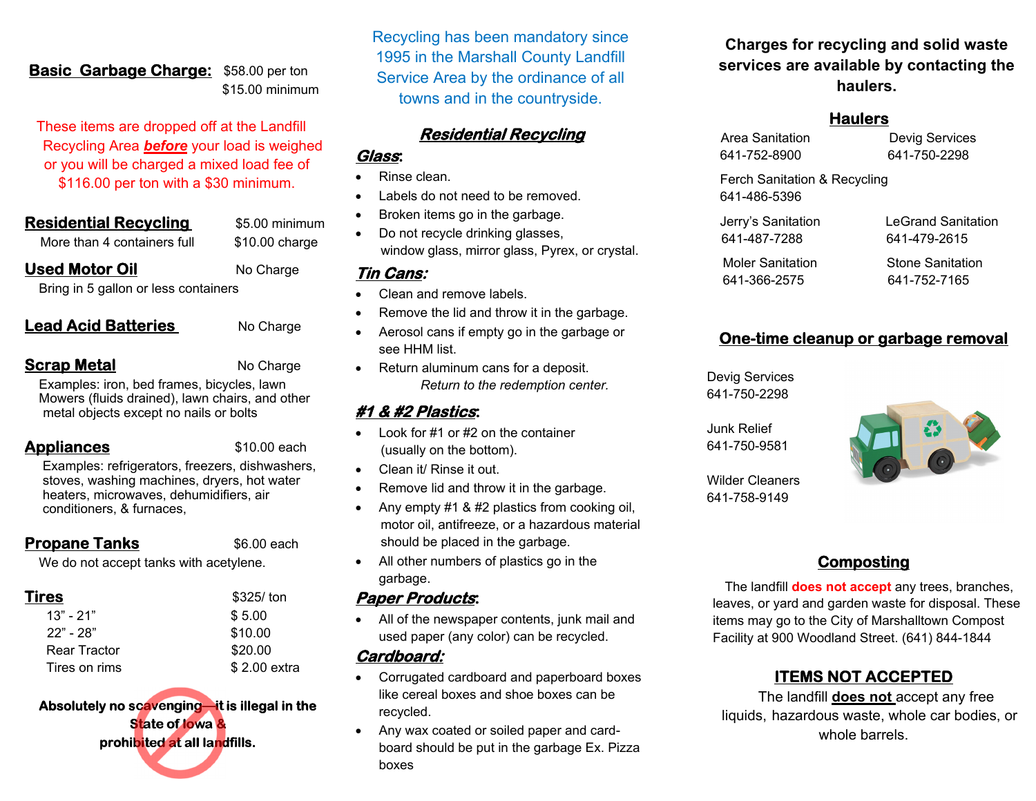**Basic Garbage Charge:** $58.00 per ton
$15.00 minimum

These items are dropped off at the Landfill Recycling Area ***before*** your load is weighed or you will be charged a mixed load fee of $116.00 per ton with a $30 minimum.

**Residential Recycling** $5.00 minimum
More than 4 containers full $10.00 charge

**Used Motor Oil** No Charge
Bring in 5 gallon or less containers

**Lead Acid Batteries** No Charge

**Scrap Metal** No Charge
Examples: iron, bed frames, bicycles, lawn Mowers (fluids drained), lawn chairs, and other metal objects except no nails or bolts

**Appliances** $10.00 each
Examples: refrigerators, freezers, dishwashers, stoves, washing machines, dryers, hot water heaters, microwaves, dehumidifiers, air conditioners, & furnaces,

**Propane Tanks** $6.00 each
We do not accept tanks with acetylene.

**Tires** $325/ ton

| | |
|---|---|
| 13" - 21" | $ 5.00 |
| 22" - 28" | $10.00 |
| Rear Tractor | $20.00 |
| Tires on rims | $ 2.00 extra |

**Absolutely no scavenging—it is illegal in the State of Iowa & prohibited at all landfills.**

Recycling has been mandatory since 1995 in the Marshall County Landfill Service Area by the ordinance of all towns and in the countryside.

## ***Residential Recycling***

### ***Glass:***

- Rinse clean.
- Labels do not need to be removed.
- Broken items go in the garbage.
- Do not recycle drinking glasses, window glass, mirror glass, Pyrex, or crystal.

### ***Tin Cans:***

- Clean and remove labels.
- Remove the lid and throw it in the garbage.
- Aerosol cans if empty go in the garbage or see HHM list.
- Return aluminum cans for a deposit. *Return to the redemption center.*

### ***#1 & #2 Plastics:***

- Look for #1 or #2 on the container (usually on the bottom).
- Clean it/ Rinse it out.
- Remove lid and throw it in the garbage.
- Any empty #1 & #2 plastics from cooking oil, motor oil, antifreeze, or a hazardous material should be placed in the garbage.
- All other numbers of plastics go in the garbage.

### ***Paper Products:***

- All of the newspaper contents, junk mail and used paper (any color) can be recycled.

### ***Cardboard:***

- Corrugated cardboard and paperboard boxes like cereal boxes and shoe boxes can be recycled.
- Any wax coated or soiled paper and card-board should be put in the garbage Ex. Pizza boxes

**Charges for recycling and solid waste services are available by contacting the haulers.**

## Haulers

Area Sanitation
641-752-8900

Devig Services
641-750-2298

Ferch Sanitation & Recycling
641-486-5396

Jerry's Sanitation
641-487-7288

LeGrand Sanitation
641-479-2615

Moler Sanitation
641-366-2575

Stone Sanitation
641-752-7165

## One-time cleanup or garbage removal

Devig Services
641-750-2298

Junk Relief
641-750-9581

Wilder Cleaners
641-758-9149

## Composting

The landfill **does not accept** any trees, branches, leaves, or yard and garden waste for disposal. These items may go to the City of Marshalltown Compost Facility at 900 Woodland Street. (641) 844-1844

## ITEMS NOT ACCEPTED

The landfill **does not** accept any free liquids, hazardous waste, whole car bodies, or whole barrels.